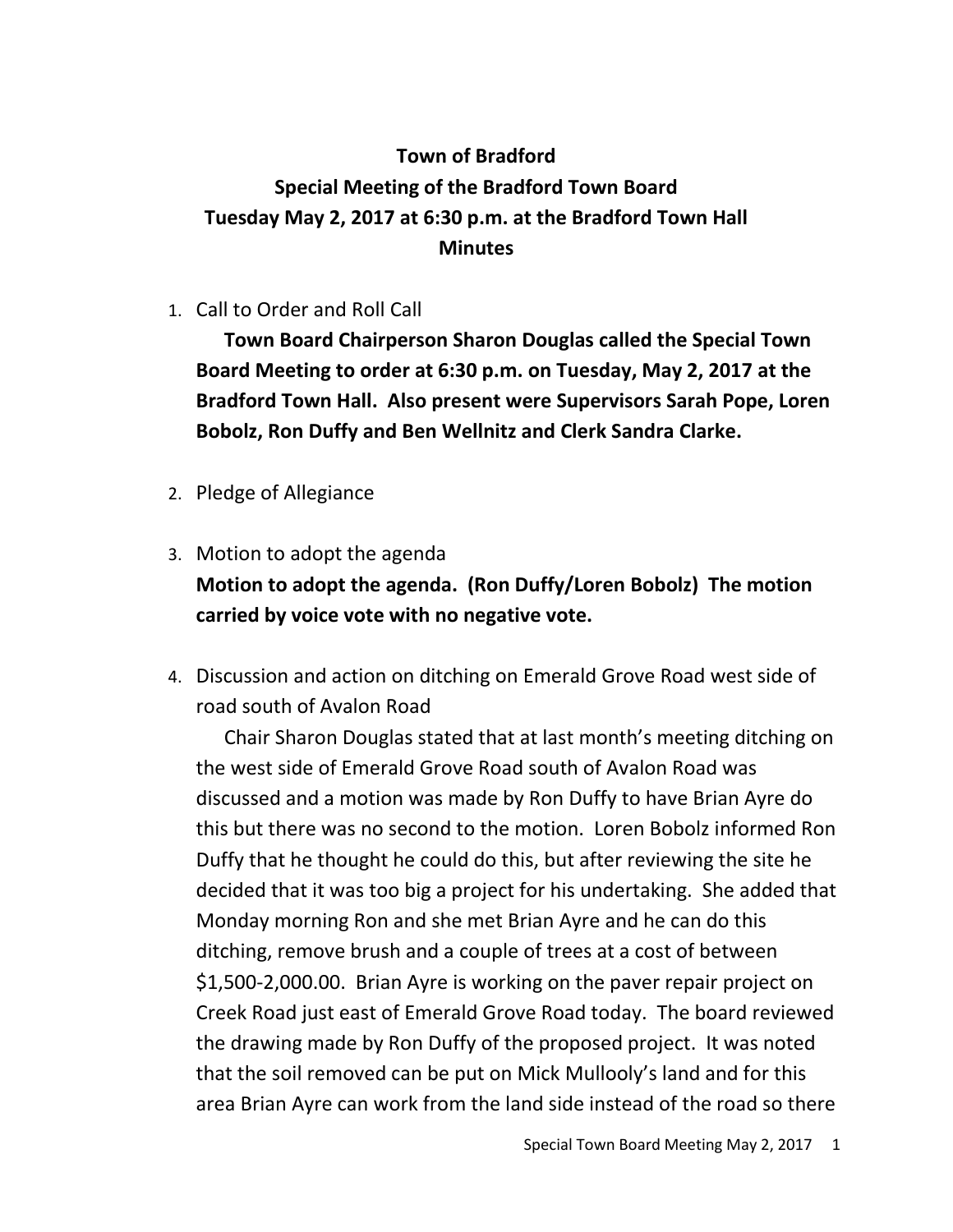# Town of Bradford
## Special Meeting of the Bradford Town Board
## Tuesday May 2, 2017 at 6:30 p.m. at the Bradford Town Hall
## Minutes

1. Call to Order and Roll Call

   **Town Board Chairperson Sharon Douglas called the Special Town Board Meeting to order at 6:30 p.m. on Tuesday, May 2, 2017 at the Bradford Town Hall. Also present were Supervisors Sarah Pope, Loren Bobolz, Ron Duffy and Ben Wellnitz and Clerk Sandra Clarke.**

2. Pledge of Allegiance

3. Motion to adopt the agenda

   **Motion to adopt the agenda. (Ron Duffy/Loren Bobolz) The motion carried by voice vote with no negative vote.**

4. Discussion and action on ditching on Emerald Grove Road west side of road south of Avalon Road

   Chair Sharon Douglas stated that at last month's meeting ditching on the west side of Emerald Grove Road south of Avalon Road was discussed and a motion was made by Ron Duffy to have Brian Ayre do this but there was no second to the motion. Loren Bobolz informed Ron Duffy that he thought he could do this, but after reviewing the site he decided that it was too big a project for his undertaking. She added that Monday morning Ron and she met Brian Ayre and he can do this ditching, remove brush and a couple of trees at a cost of between $1,500-2,000.00. Brian Ayre is working on the paver repair project on Creek Road just east of Emerald Grove Road today. The board reviewed the drawing made by Ron Duffy of the proposed project. It was noted that the soil removed can be put on Mick Mullooly's land and for this area Brian Ayre can work from the land side instead of the road so there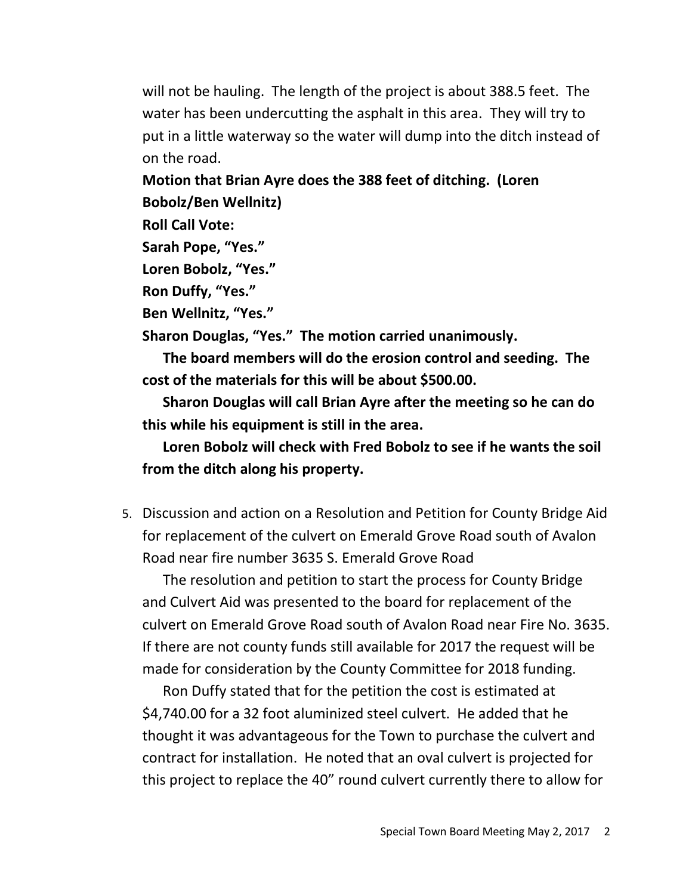will not be hauling. The length of the project is about 388.5 feet. The water has been undercutting the asphalt in this area. They will try to put in a little waterway so the water will dump into the ditch instead of on the road.

**Motion that Brian Ayre does the 388 feet of ditching. (Loren Bobolz/Ben Wellnitz)**

**Roll Call Vote:**

**Sarah Pope, "Yes."**

**Loren Bobolz, "Yes."**

**Ron Duffy, "Yes."**

**Ben Wellnitz, "Yes."**

**Sharon Douglas, "Yes." The motion carried unanimously.**

**The board members will do the erosion control and seeding. The cost of the materials for this will be about $500.00.**

**Sharon Douglas will call Brian Ayre after the meeting so he can do this while his equipment is still in the area.**

**Loren Bobolz will check with Fred Bobolz to see if he wants the soil from the ditch along his property.**

5. Discussion and action on a Resolution and Petition for County Bridge Aid for replacement of the culvert on Emerald Grove Road south of Avalon Road near fire number 3635 S. Emerald Grove Road

The resolution and petition to start the process for County Bridge and Culvert Aid was presented to the board for replacement of the culvert on Emerald Grove Road south of Avalon Road near Fire No. 3635. If there are not county funds still available for 2017 the request will be made for consideration by the County Committee for 2018 funding.

Ron Duffy stated that for the petition the cost is estimated at $4,740.00 for a 32 foot aluminized steel culvert. He added that he thought it was advantageous for the Town to purchase the culvert and contract for installation. He noted that an oval culvert is projected for this project to replace the 40" round culvert currently there to allow for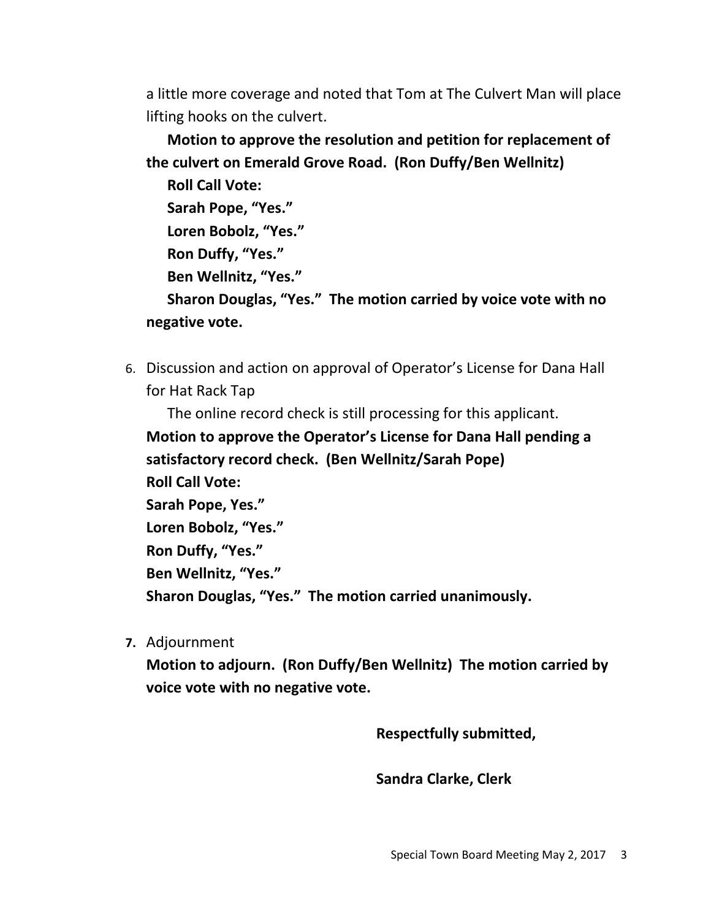a little more coverage and noted that Tom at The Culvert Man will place lifting hooks on the culvert.

**Motion to approve the resolution and petition for replacement of the culvert on Emerald Grove Road. (Ron Duffy/Ben Wellnitz)**
**Roll Call Vote:**
**Sarah Pope, "Yes."**
**Loren Bobolz, "Yes."**
**Ron Duffy, "Yes."**
**Ben Wellnitz, "Yes."**
**Sharon Douglas, "Yes." The motion carried by voice vote with no negative vote.**

6. Discussion and action on approval of Operator's License for Dana Hall for Hat Rack Tap

   The online record check is still processing for this applicant.

   **Motion to approve the Operator's License for Dana Hall pending a satisfactory record check. (Ben Wellnitz/Sarah Pope)**
   **Roll Call Vote:**
   **Sarah Pope, Yes."**
   **Loren Bobolz, "Yes."**
   **Ron Duffy, "Yes."**
   **Ben Wellnitz, "Yes."**
   **Sharon Douglas, "Yes." The motion carried unanimously.**

7. Adjournment

   **Motion to adjourn. (Ron Duffy/Ben Wellnitz) The motion carried by voice vote with no negative vote.**

**Respectfully submitted,**

**Sandra Clarke, Clerk**